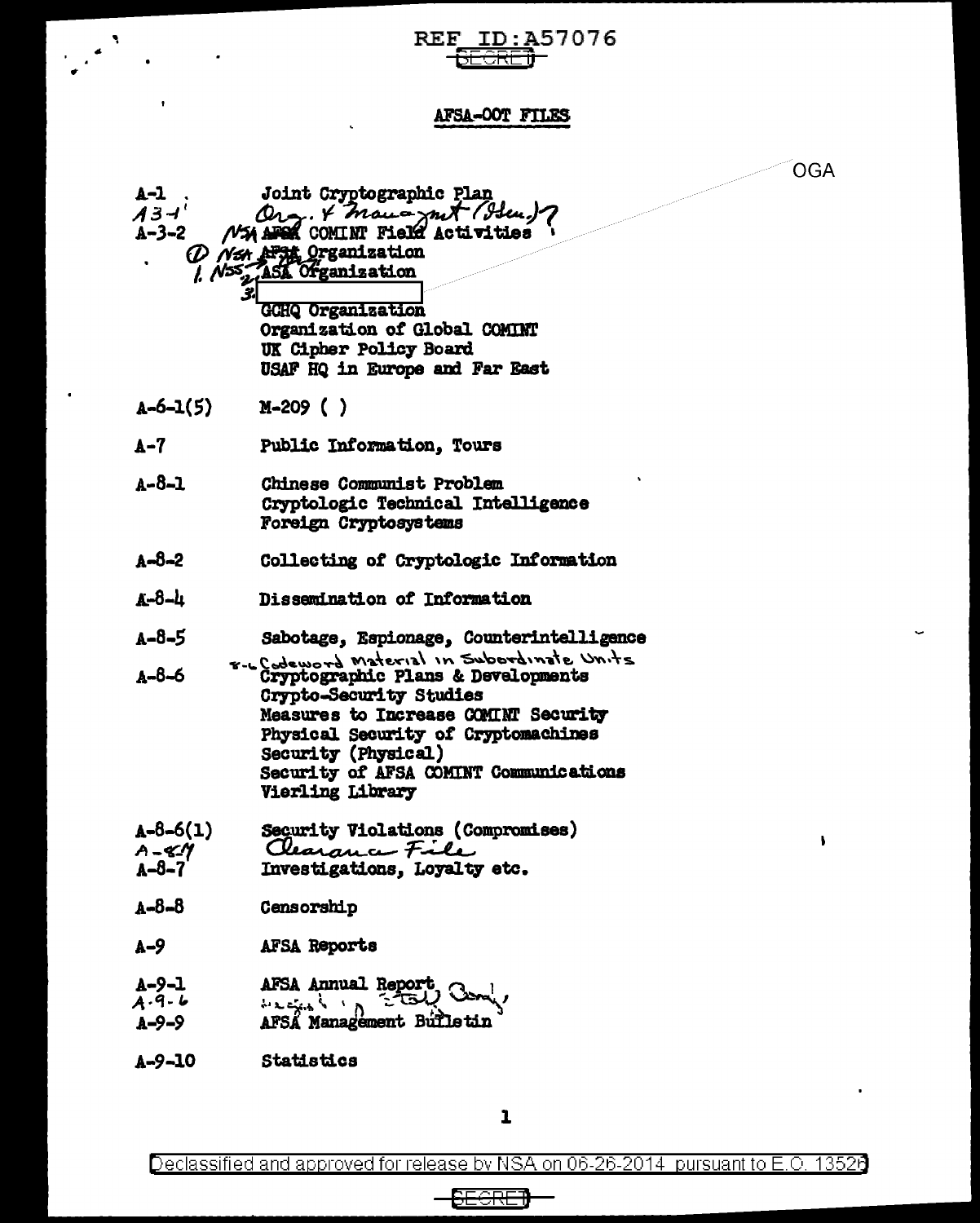REF ID:A57076

SECRET

## AFSA-OOT FILES

OGA

| | |
|---|---|
| A-1 | Joint Cryptographic Plan |
| A3-1 | Org. & Management (Gen.)? |
| A-3-2 | NSA ~~AFSA~~ COMINT Field Activities |
| | (1) NSA ~~AFSA~~ Organization |
| | 1. NSS 2. ASA Organization |
| | 3. [redacted] |
| | GCHQ Organization |
| | Organization of Global COMINT |
| | UK Cipher Policy Board |
| | USAF HQ in Europe and Far East |
| A-6-1(5) | M-209 ( ) |
| A-7 | Public Information, Tours |
| A-8-1 | Chinese Communist Problem |
| | Cryptologic Technical Intelligence |
| | Foreign Cryptosystems |
| A-8-2 | Collecting of Cryptologic Information |
| A-8-4 | Dissemination of Information |
| A-8-5 | Sabotage, Espionage, Counterintelligence |
| | 8-6 Codeword Material in Subordinate Units |
| A-8-6 | Cryptographic Plans & Developments |
| | Crypto-Security Studies |
| | Measures to Increase COMINT Security |
| | Physical Security of Cryptomachines |
| | Security (Physical) |
| | Security of AFSA COMINT Communications |
| | Vierling Library |
| A-8-6(1) | Security Violations (Compromises) |
| A-8-7 | Clearance File |
| A-8-7 | Investigations, Loyalty etc. |
| A-8-8 | Censorship |
| A-9 | AFSA Reports |
| A-9-1 | AFSA Annual Report |
| A-9-6 | [illegible] Staff Com'y |
| A-9-9 | AFSA Management Bulletin |
| A-9-10 | Statistics |

Declassified and approved for release by NSA on 06-26-2014 pursuant to E.O. 13526

SECRET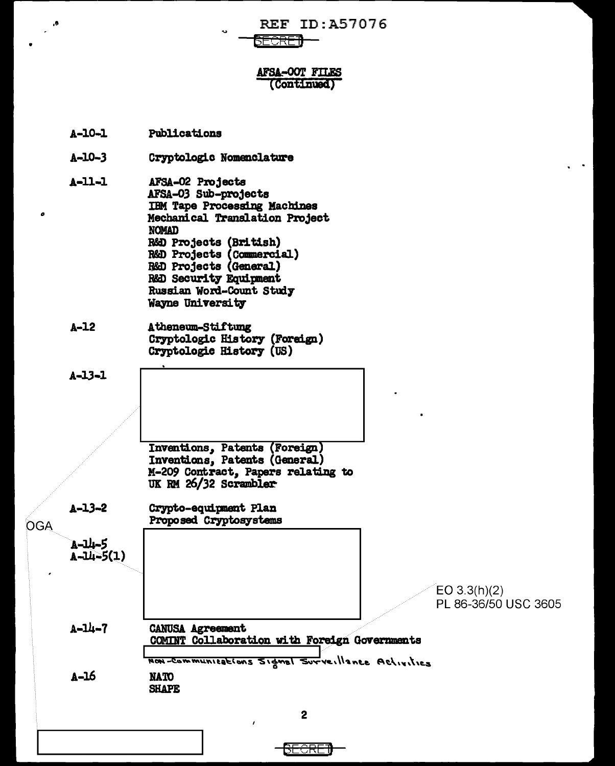REF ID:A57076

SECRET

## AFSA-00T FILES (Continued)

| | |
|---|---|
| A-10-1 | Publications |
| A-10-3 | Cryptologic Nomenclature |
| A-11-1 | AFSA-02 Projects<br>AFSA-03 Sub-projects<br>IBM Tape Processing Machines<br>Mechanical Translation Project<br>NOMAD<br>R&D Projects (British)<br>R&D Projects (Commercial)<br>R&D Projects (General)<br>R&D Security Equipment<br>Russian Word-Count Study<br>Wayne University |
| A-12 | Atheneum-Stiftung<br>Cryptologic History (Foreign)<br>Cryptologic History (US) |
| A-13-1 | [redacted]<br>Inventions, Patents (Foreign)<br>Inventions, Patents (General)<br>M-209 Contract, Papers relating to<br>UK RM 26/32 Scrambler |
| A-13-2 | Crypto-equipment Plan<br>Proposed Cryptosystems |
| A-14-5<br>A-14-5(1) | [redacted] |
| A-14-7 | CANUSA Agreement<br>COMINT Collaboration with Foreign Governments<br>[redacted]<br>Non-Communications Signal Surveillance Activities |
| A-16 | NATO<br>SHAPE |

OGA

EO 3.3(h)(2)
PL 86-36/50 USC 3605

SECRET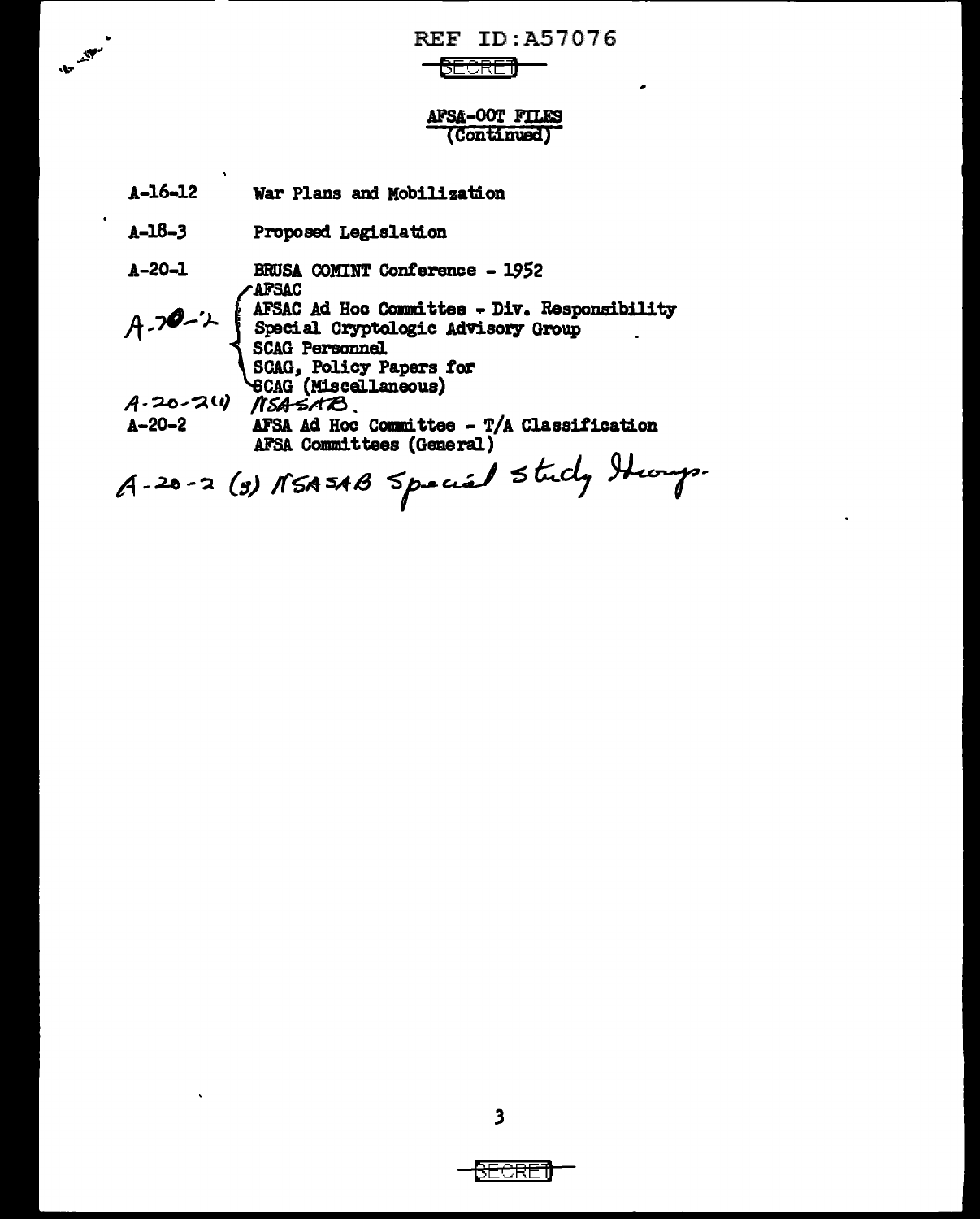REF ID:A57076

SECRET

AFSA-OOT FILES
(Continued)

A-16-12 War Plans and Mobilization

A-18-3 Proposed Legislation

A-20-1 BRUSA COMINT Conference - 1952

A-20-2
- AFSAC
- AFSAC Ad Hoc Committee - Div. Responsibility
- Special Cryptologic Advisory Group
- SCAG Personnel
- SCAG, Policy Papers for
- SCAG (Miscellaneous)

A-20-2(1) NSASAB.

A-20-2 AFSA Ad Hoc Committee - T/A Classification
AFSA Committees (General)

A-20-2 (3) NSASAB Special Study Groups.

SECRET